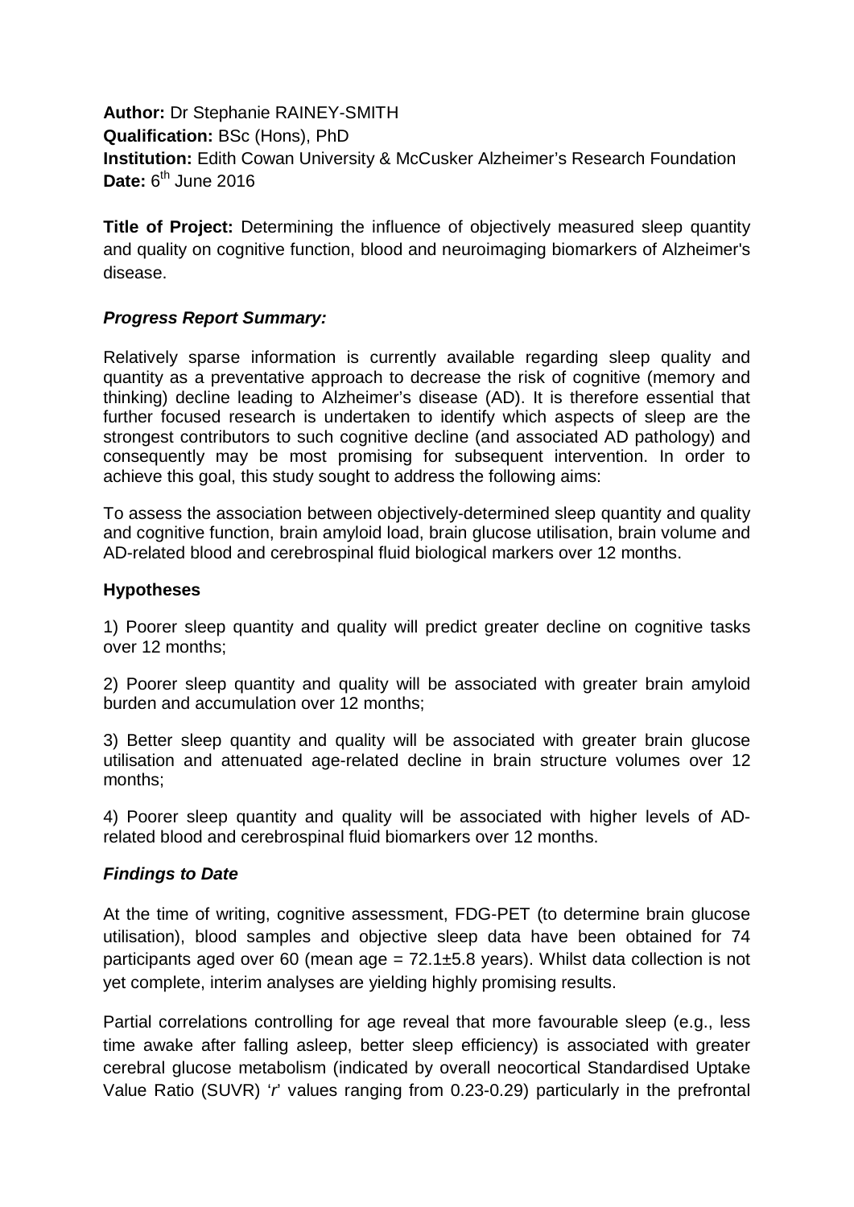**Author:** Dr Stephanie RAINEY-SMITH
**Qualification:** BSc (Hons), PhD
**Institution:** Edith Cowan University & McCusker Alzheimer's Research Foundation
**Date:** 6th June 2016

**Title of Project:** Determining the influence of objectively measured sleep quantity and quality on cognitive function, blood and neuroimaging biomarkers of Alzheimer's disease.

***Progress Report Summary:***

Relatively sparse information is currently available regarding sleep quality and quantity as a preventative approach to decrease the risk of cognitive (memory and thinking) decline leading to Alzheimer's disease (AD). It is therefore essential that further focused research is undertaken to identify which aspects of sleep are the strongest contributors to such cognitive decline (and associated AD pathology) and consequently may be most promising for subsequent intervention. In order to achieve this goal, this study sought to address the following aims:

To assess the association between objectively-determined sleep quantity and quality and cognitive function, brain amyloid load, brain glucose utilisation, brain volume and AD-related blood and cerebrospinal fluid biological markers over 12 months.

**Hypotheses**

1) Poorer sleep quantity and quality will predict greater decline on cognitive tasks over 12 months;

2) Poorer sleep quantity and quality will be associated with greater brain amyloid burden and accumulation over 12 months;

3) Better sleep quantity and quality will be associated with greater brain glucose utilisation and attenuated age-related decline in brain structure volumes over 12 months;

4) Poorer sleep quantity and quality will be associated with higher levels of AD-related blood and cerebrospinal fluid biomarkers over 12 months.

***Findings to Date***

At the time of writing, cognitive assessment, FDG-PET (to determine brain glucose utilisation), blood samples and objective sleep data have been obtained for 74 participants aged over 60 (mean age = 72.1±5.8 years). Whilst data collection is not yet complete, interim analyses are yielding highly promising results.

Partial correlations controlling for age reveal that more favourable sleep (e.g., less time awake after falling asleep, better sleep efficiency) is associated with greater cerebral glucose metabolism (indicated by overall neocortical Standardised Uptake Value Ratio (SUVR) '*r*' values ranging from 0.23-0.29) particularly in the prefrontal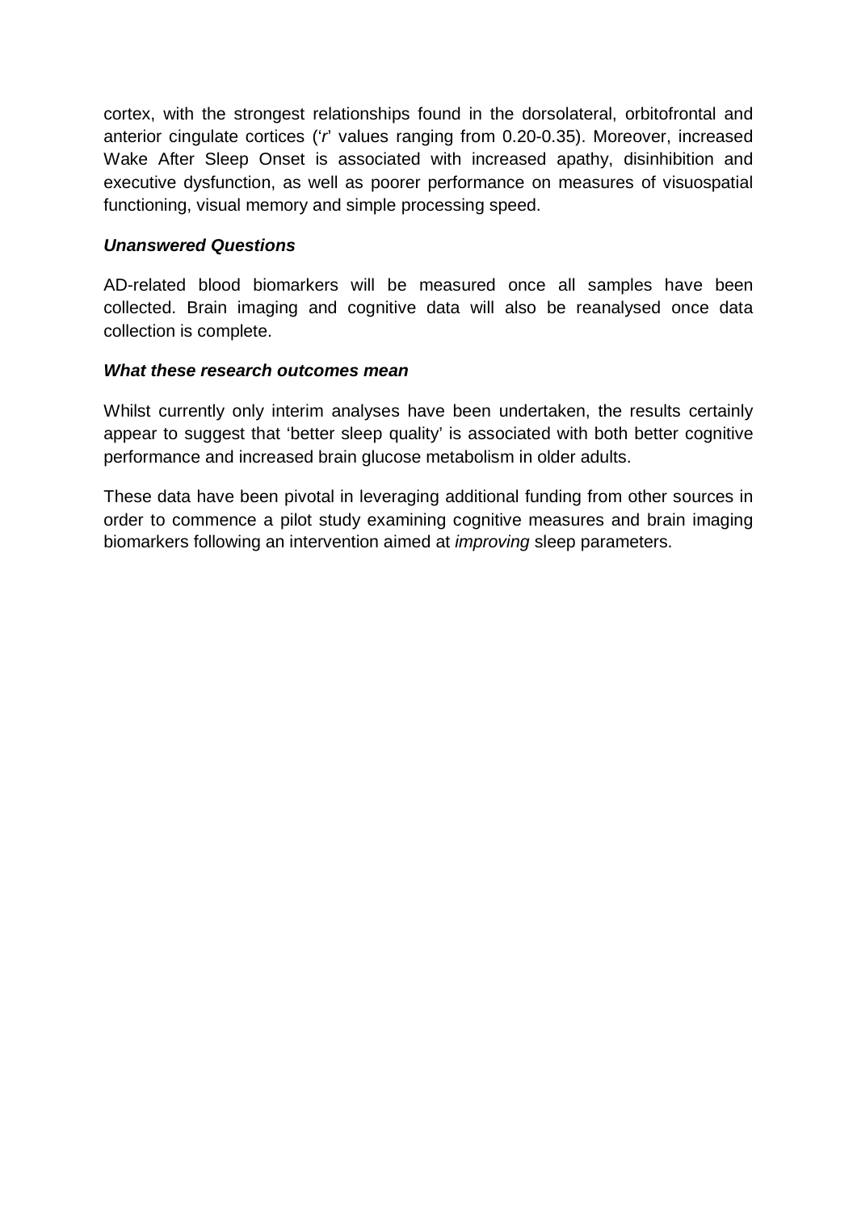cortex, with the strongest relationships found in the dorsolateral, orbitofrontal and anterior cingulate cortices ('*r*' values ranging from 0.20-0.35). Moreover, increased Wake After Sleep Onset is associated with increased apathy, disinhibition and executive dysfunction, as well as poorer performance on measures of visuospatial functioning, visual memory and simple processing speed.

***Unanswered Questions***

AD-related blood biomarkers will be measured once all samples have been collected. Brain imaging and cognitive data will also be reanalysed once data collection is complete.

***What these research outcomes mean***

Whilst currently only interim analyses have been undertaken, the results certainly appear to suggest that 'better sleep quality' is associated with both better cognitive performance and increased brain glucose metabolism in older adults.

These data have been pivotal in leveraging additional funding from other sources in order to commence a pilot study examining cognitive measures and brain imaging biomarkers following an intervention aimed at *improving* sleep parameters.